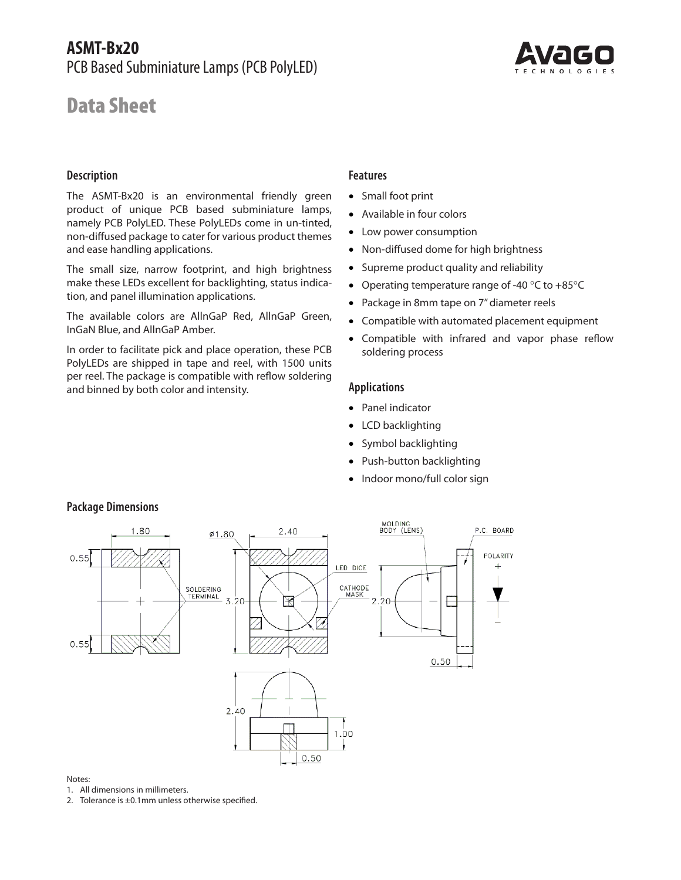# ASMT-Bx20

PCB Based Subminiature Lamps (PCB PolyLED)

# Data Sheet

## Description

The ASMT-Bx20 is an environmental friendly green product of unique PCB based subminiature lamps, namely PCB PolyLED. These PolyLEDs come in un-tinted, non-diffused package to cater for various product themes and ease handling applications.

The small size, narrow footprint, and high brightness make these LEDs excellent for backlighting, status indication, and panel illumination applications.

The available colors are AlInGaP Red, AlInGaP Green, InGaN Blue, and AlInGaP Amber.

In order to facilitate pick and place operation, these PCB PolyLEDs are shipped in tape and reel, with 1500 units per reel. The package is compatible with reflow soldering and binned by both color and intensity.

## Features

- Small foot print
- Available in four colors
- Low power consumption
- Non-diffused dome for high brightness
- Supreme product quality and reliability
- Operating temperature range of -40 °C to +85°C
- Package in 8mm tape on 7" diameter reels
- Compatible with automated placement equipment
- Compatible with infrared and vapor phase reflow soldering process

## Applications

- Panel indicator
- LCD backlighting
- Symbol backlighting
- Push-button backlighting
- Indoor mono/full color sign

## Package Dimensions

Notes:
1. All dimensions in millimeters.
2. Tolerance is ±0.1mm unless otherwise specified.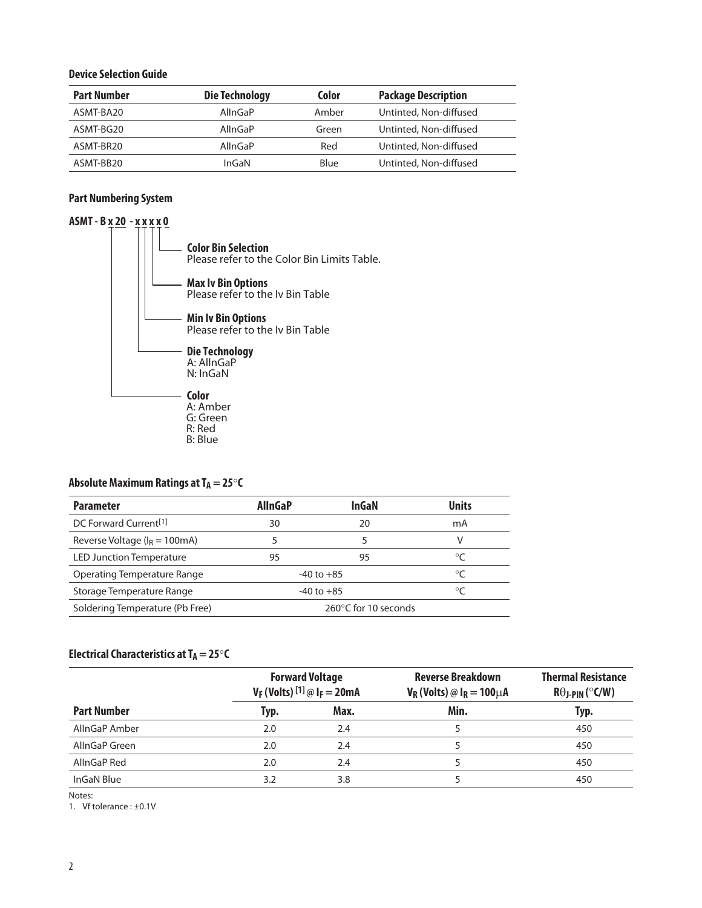### Device Selection Guide

| Part Number | Die Technology | Color | Package Description |
|---|---|---|---|
| ASMT-BA20 | AlInGaP | Amber | Untinted, Non-diffused |
| ASMT-BG20 | AlInGaP | Green | Untinted, Non-diffused |
| ASMT-BR20 | AlInGaP | Red | Untinted, Non-diffused |
| ASMT-BB20 | InGaN | Blue | Untinted, Non-diffused |

### Part Numbering System

**ASMT - B x 20 - x x x x 0**

- **Color Bin Selection**
  Please refer to the Color Bin Limits Table.
- **Max Iv Bin Options**
  Please refer to the Iv Bin Table
- **Min Iv Bin Options**
  Please refer to the Iv Bin Table
- **Die Technology**
  A: AlInGaP
  N: InGaN
- **Color**
  A: Amber
  G: Green
  R: Red
  B: Blue

### Absolute Maximum Ratings at $T_A = 25°C$

| Parameter | AlInGaP | InGaN | Units |
|---|---|---|---|
| DC Forward Current[1] | 30 | 20 | mA |
| Reverse Voltage ($I_R$ = 100mA) | 5 | 5 | V |
| LED Junction Temperature | 95 | 95 | °C |
| Operating Temperature Range | -40 to +85 | | °C |
| Storage Temperature Range | -40 to +85 | | °C |
| Soldering Temperature (Pb Free) | 260°C for 10 seconds | | |

### Electrical Characteristics at $T_A = 25°C$

| | Forward Voltage $V_F$ (Volts) [1] @ $I_F$ = 20mA | | Reverse Breakdown $V_R$ (Volts) @ $I_R$ = 100μA | Thermal Resistance $R\theta_{J\text{-}PIN}$ (°C/W) |
|---|---|---|---|---|
| **Part Number** | **Typ.** | **Max.** | **Min.** | **Typ.** |
| AlInGaP Amber | 2.0 | 2.4 | 5 | 450 |
| AlInGaP Green | 2.0 | 2.4 | 5 | 450 |
| AlInGaP Red | 2.0 | 2.4 | 5 | 450 |
| InGaN Blue | 3.2 | 3.8 | 5 | 450 |

Notes:
1. Vf tolerance : ±0.1V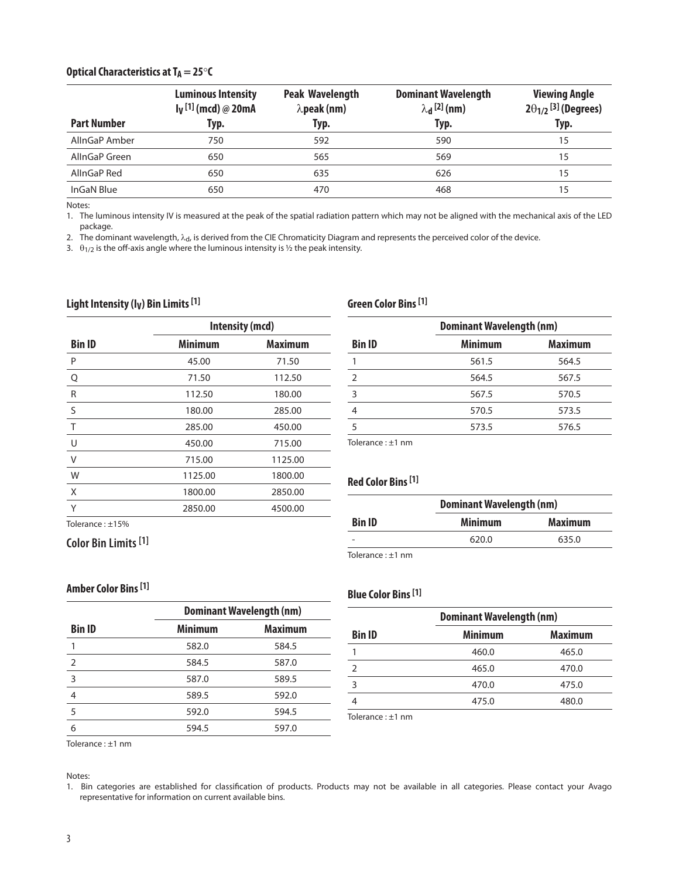## Optical Characteristics at $T_A = 25°C$

| Part Number | Luminous Intensity $I_V$ [1] (mcd) @ 20mA Typ. | Peak Wavelength $\lambda$peak (nm) Typ. | Dominant Wavelength $\lambda_d$ [2] (nm) Typ. | Viewing Angle $2\theta_{1/2}$ [3] (Degrees) Typ. |
|---|---|---|---|---|
| AlInGaP Amber | 750 | 592 | 590 | 15 |
| AlInGaP Green | 650 | 565 | 569 | 15 |
| AlInGaP Red | 650 | 635 | 626 | 15 |
| InGaN Blue | 650 | 470 | 468 | 15 |

Notes:

1. The luminous intensity IV is measured at the peak of the spatial radiation pattern which may not be aligned with the mechanical axis of the LED package.
2. The dominant wavelength, $\lambda_d$, is derived from the CIE Chromaticity Diagram and represents the perceived color of the device.
3. $\theta_{1/2}$ is the off-axis angle where the luminous intensity is ½ the peak intensity.

## Light Intensity ($I_V$) Bin Limits [1]

| | Intensity (mcd) | |
|---|---|---|
| Bin ID | Minimum | Maximum |
| P | 45.00 | 71.50 |
| Q | 71.50 | 112.50 |
| R | 112.50 | 180.00 |
| S | 180.00 | 285.00 |
| T | 285.00 | 450.00 |
| U | 450.00 | 715.00 |
| V | 715.00 | 1125.00 |
| W | 1125.00 | 1800.00 |
| X | 1800.00 | 2850.00 |
| Y | 2850.00 | 4500.00 |

Tolerance : ±15%

## Color Bin Limits [1]

### Amber Color Bins [1]

| | Dominant Wavelength (nm) | |
|---|---|---|
| Bin ID | Minimum | Maximum |
| 1 | 582.0 | 584.5 |
| 2 | 584.5 | 587.0 |
| 3 | 587.0 | 589.5 |
| 4 | 589.5 | 592.0 |
| 5 | 592.0 | 594.5 |
| 6 | 594.5 | 597.0 |

Tolerance : ±1 nm

### Green Color Bins [1]

| | Dominant Wavelength (nm) | |
|---|---|---|
| Bin ID | Minimum | Maximum |
| 1 | 561.5 | 564.5 |
| 2 | 564.5 | 567.5 |
| 3 | 567.5 | 570.5 |
| 4 | 570.5 | 573.5 |
| 5 | 573.5 | 576.5 |

Tolerance : ±1 nm

### Red Color Bins [1]

| | Dominant Wavelength (nm) | |
|---|---|---|
| Bin ID | Minimum | Maximum |
| - | 620.0 | 635.0 |

Tolerance : ±1 nm

### Blue Color Bins [1]

| | Dominant Wavelength (nm) | |
|---|---|---|
| Bin ID | Minimum | Maximum |
| 1 | 460.0 | 465.0 |
| 2 | 465.0 | 470.0 |
| 3 | 470.0 | 475.0 |
| 4 | 475.0 | 480.0 |

Tolerance : ±1 nm

Notes:

1. Bin categories are established for classification of products. Products may not be available in all categories. Please contact your Avago representative for information on current available bins.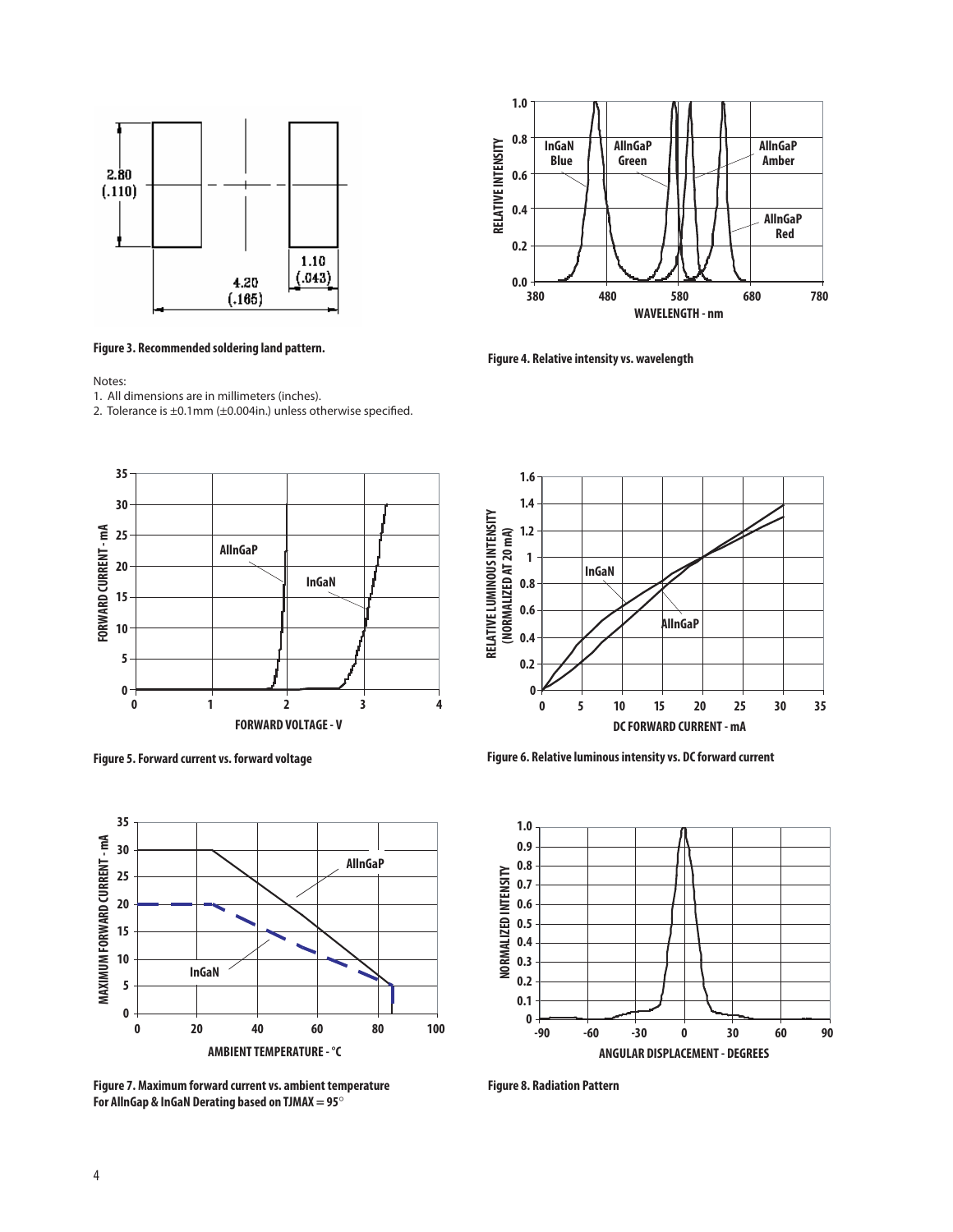Figure 3. Recommended soldering land pattern.

Notes:

1. All dimensions are in millimeters (inches).
2. Tolerance is ±0.1mm (±0.004in.) unless otherwise specified.

Figure 4. Relative intensity vs. wavelength

Figure 5. Forward current vs. forward voltage

Figure 6. Relative luminous intensity vs. DC forward current

Figure 7. Maximum forward current vs. ambient temperature
For AllnGap & InGaN Derating based on TJMAX = 95°

Figure 8. Radiation Pattern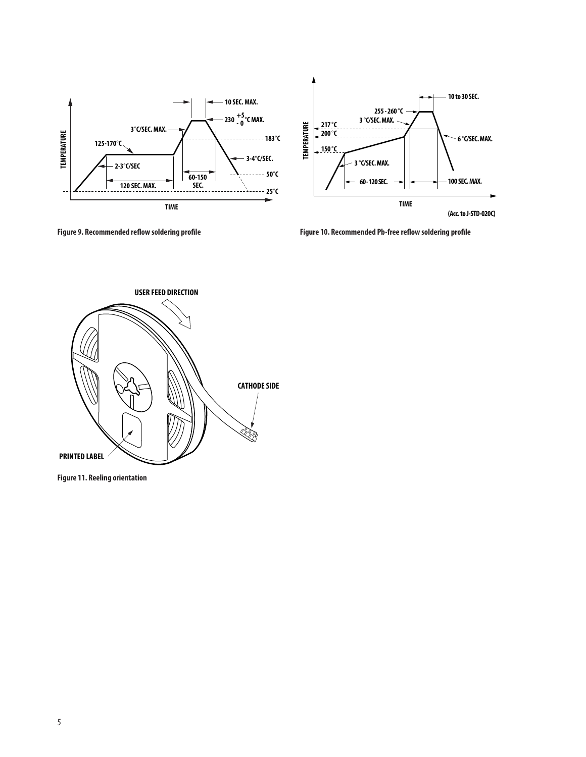Figure 9. Recommended reflow soldering profile

Figure 10. Recommended Pb-free reflow soldering profile

Figure 11. Reeling orientation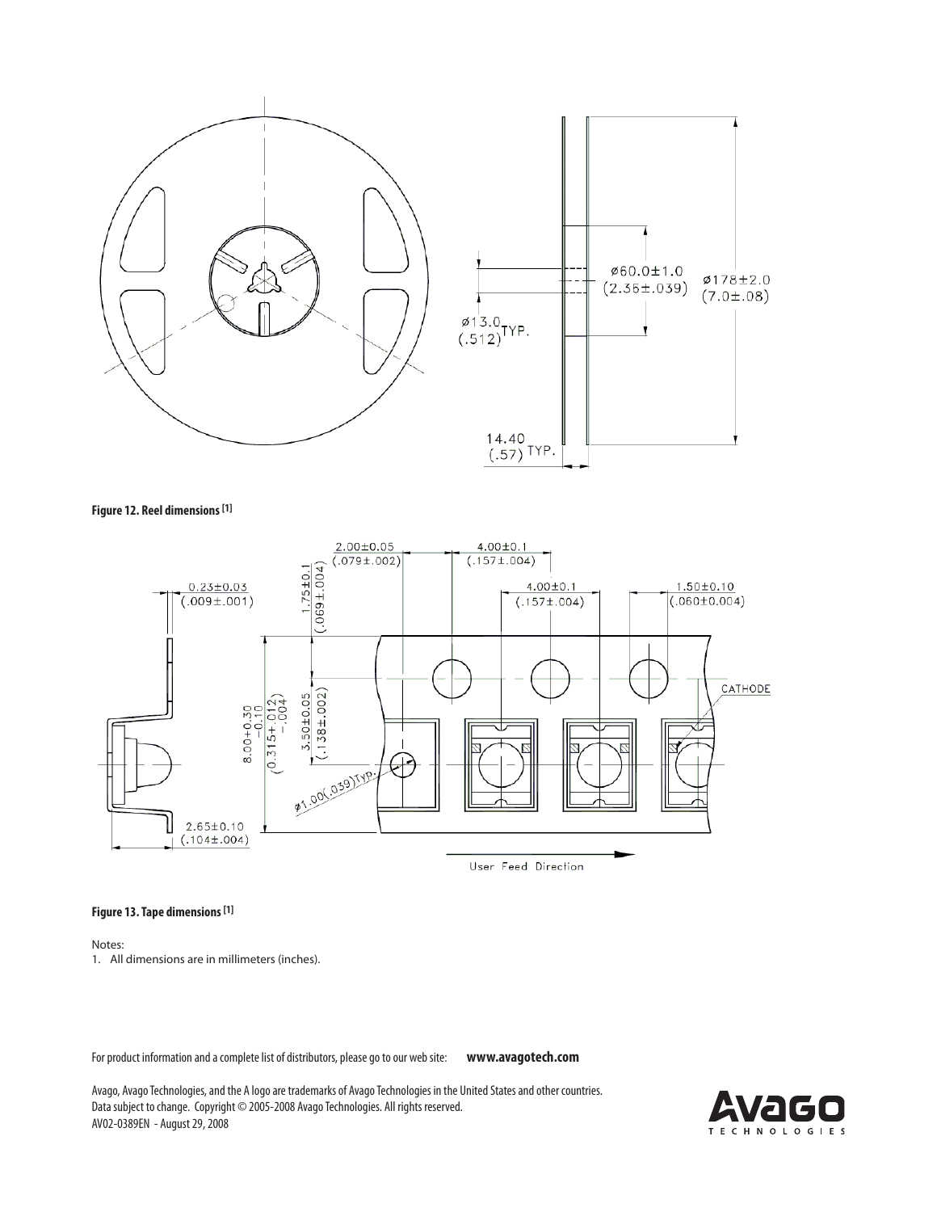Ø60.0±1.0
(2.36±.039)

Ø178±2.0
(7.0±.08)

Ø13.0
(.512) TYP.

14.40
(.57) TYP.

**Figure 12. Reel dimensions [1]**

2.00±0.05
(.079±.002)

4.00±0.1
(.157±.004)

1.75±0.1
(.069±.004)

0.23±0.03
(.009±.001)

4.00±0.1
(.157±.004)

1.50±0.10
(.060±0.004)

CATHODE

8.00+0.30 −0.10
(0.315+.012 −.004)

3.50±0.05
(.138±.002)

Ø1.00(.039)Typ.

2.65±0.10
(.104±.004)

User Feed Direction

**Figure 13. Tape dimensions [1]**

Notes:

1. All dimensions are in millimeters (inches).

For product information and a complete list of distributors, please go to our web site: **www.avagotech.com**

Avago, Avago Technologies, and the A logo are trademarks of Avago Technologies in the United States and other countries.
Data subject to change. Copyright © 2005-2008 Avago Technologies. All rights reserved.
AV02-0389EN - August 29, 2008